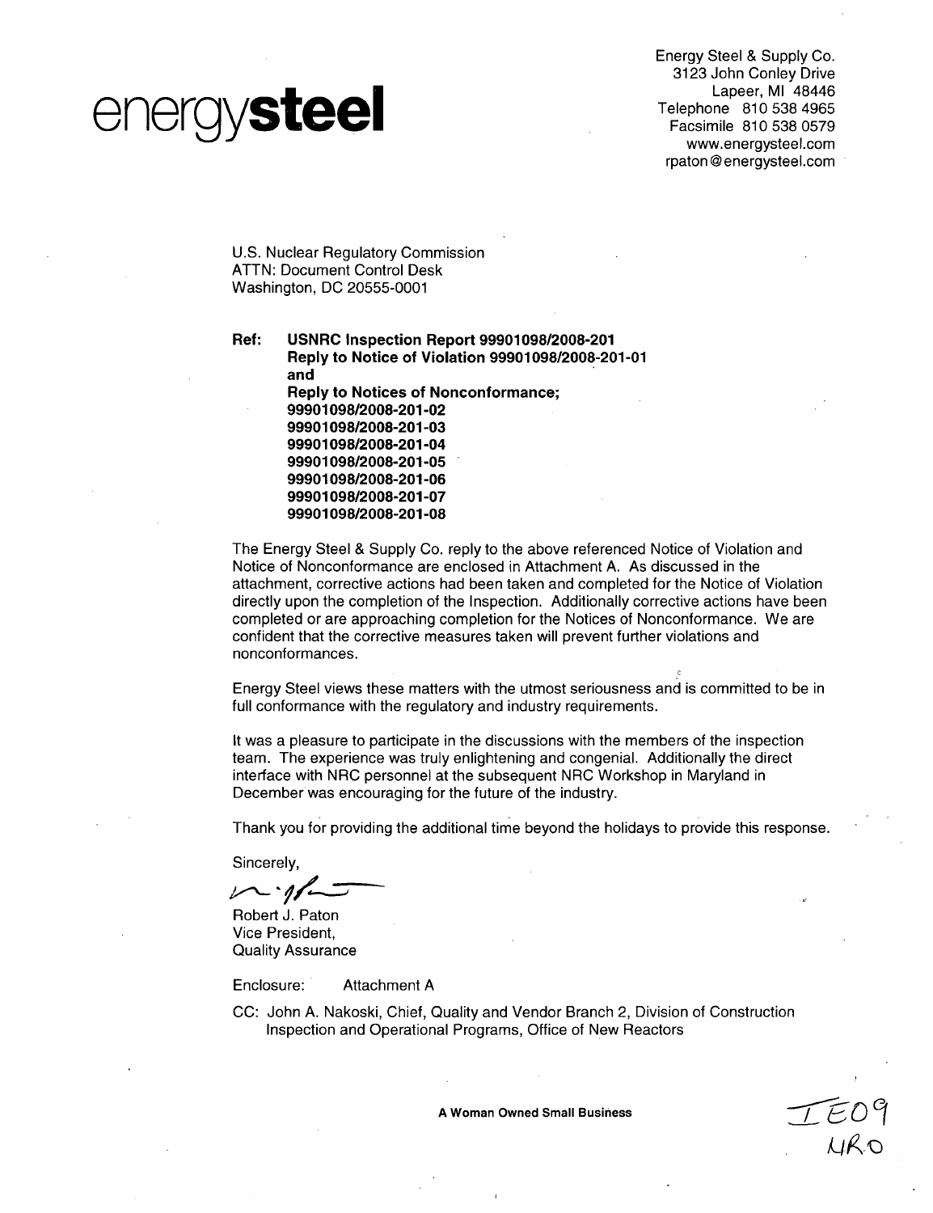# energy**steel**

Energy Steel & Supply Co.
3123 John Conley Drive
Lapeer, MI 48446
Telephone 810 538 4965
Facsimile 810 538 0579
www.energysteel.com
rpaton@energysteel.com

U.S. Nuclear Regulatory Commission
ATTN: Document Control Desk
Washington, DC 20555-0001

**Ref: USNRC Inspection Report 99901098/2008-201**
**Reply to Notice of Violation 99901098/2008-201-01**
**and**
**Reply to Notices of Nonconformance;**
**99901098/2008-201-02**
**99901098/2008-201-03**
**99901098/2008-201-04**
**99901098/2008-201-05**
**99901098/2008-201-06**
**99901098/2008-201-07**
**99901098/2008-201-08**

The Energy Steel & Supply Co. reply to the above referenced Notice of Violation and Notice of Nonconformance are enclosed in Attachment A. As discussed in the attachment, corrective actions had been taken and completed for the Notice of Violation directly upon the completion of the Inspection. Additionally corrective actions have been completed or are approaching completion for the Notices of Nonconformance. We are confident that the corrective measures taken will prevent further violations and nonconformances.

Energy Steel views these matters with the utmost seriousness and is committed to be in full conformance with the regulatory and industry requirements.

It was a pleasure to participate in the discussions with the members of the inspection team. The experience was truly enlightening and congenial. Additionally the direct interface with NRC personnel at the subsequent NRC Workshop in Maryland in December was encouraging for the future of the industry.

Thank you for providing the additional time beyond the holidays to provide this response.

Sincerely,

Robert J. Paton
Vice President,
Quality Assurance

Enclosure: Attachment A

CC: John A. Nakoski, Chief, Quality and Vendor Branch 2, Division of Construction Inspection and Operational Programs, Office of New Reactors

**A Woman Owned Small Business**

IE09
NRO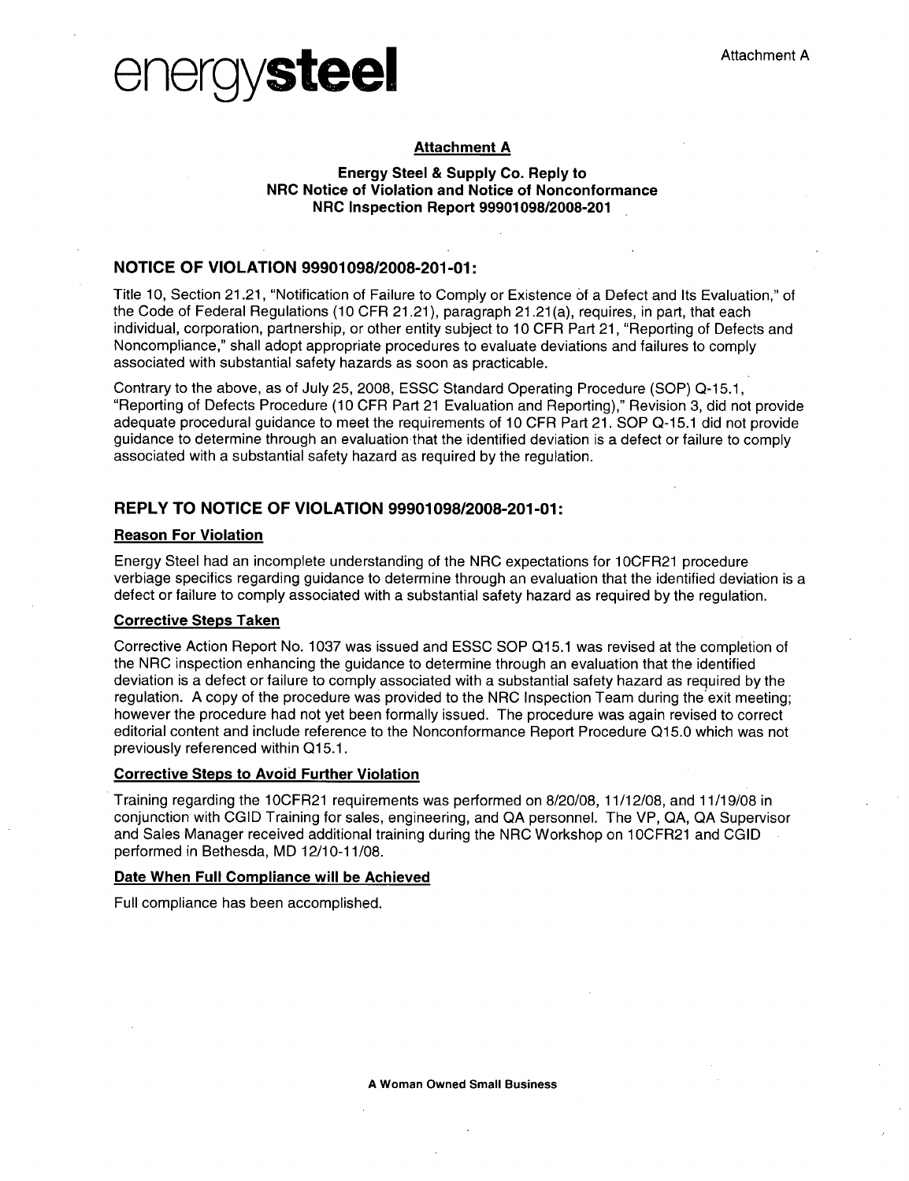energy**steel**

Attachment A

**Attachment A**

**Energy Steel & Supply Co. Reply to**
**NRC Notice of Violation and Notice of Nonconformance**
**NRC Inspection Report 99901098/2008-201**

## NOTICE OF VIOLATION 99901098/2008-201-01:

Title 10, Section 21.21, "Notification of Failure to Comply or Existence of a Defect and Its Evaluation," of the Code of Federal Regulations (10 CFR 21.21), paragraph 21.21(a), requires, in part, that each individual, corporation, partnership, or other entity subject to 10 CFR Part 21, "Reporting of Defects and Noncompliance," shall adopt appropriate procedures to evaluate deviations and failures to comply associated with substantial safety hazards as soon as practicable.

Contrary to the above, as of July 25, 2008, ESSC Standard Operating Procedure (SOP) Q-15.1, "Reporting of Defects Procedure (10 CFR Part 21 Evaluation and Reporting)," Revision 3, did not provide adequate procedural guidance to meet the requirements of 10 CFR Part 21. SOP Q-15.1 did not provide guidance to determine through an evaluation that the identified deviation is a defect or failure to comply associated with a substantial safety hazard as required by the regulation.

## REPLY TO NOTICE OF VIOLATION 99901098/2008-201-01:

### Reason For Violation

Energy Steel had an incomplete understanding of the NRC expectations for 10CFR21 procedure verbiage specifics regarding guidance to determine through an evaluation that the identified deviation is a defect or failure to comply associated with a substantial safety hazard as required by the regulation.

### Corrective Steps Taken

Corrective Action Report No. 1037 was issued and ESSC SOP Q15.1 was revised at the completion of the NRC inspection enhancing the guidance to determine through an evaluation that the identified deviation is a defect or failure to comply associated with a substantial safety hazard as required by the regulation. A copy of the procedure was provided to the NRC Inspection Team during the exit meeting; however the procedure had not yet been formally issued. The procedure was again revised to correct editorial content and include reference to the Nonconformance Report Procedure Q15.0 which was not previously referenced within Q15.1.

### Corrective Steps to Avoid Further Violation

Training regarding the 10CFR21 requirements was performed on 8/20/08, 11/12/08, and 11/19/08 in conjunction with CGID Training for sales, engineering, and QA personnel. The VP, QA, QA Supervisor and Sales Manager received additional training during the NRC Workshop on 10CFR21 and CGID performed in Bethesda, MD 12/10-11/08.

### Date When Full Compliance will be Achieved

Full compliance has been accomplished.

**A Woman Owned Small Business**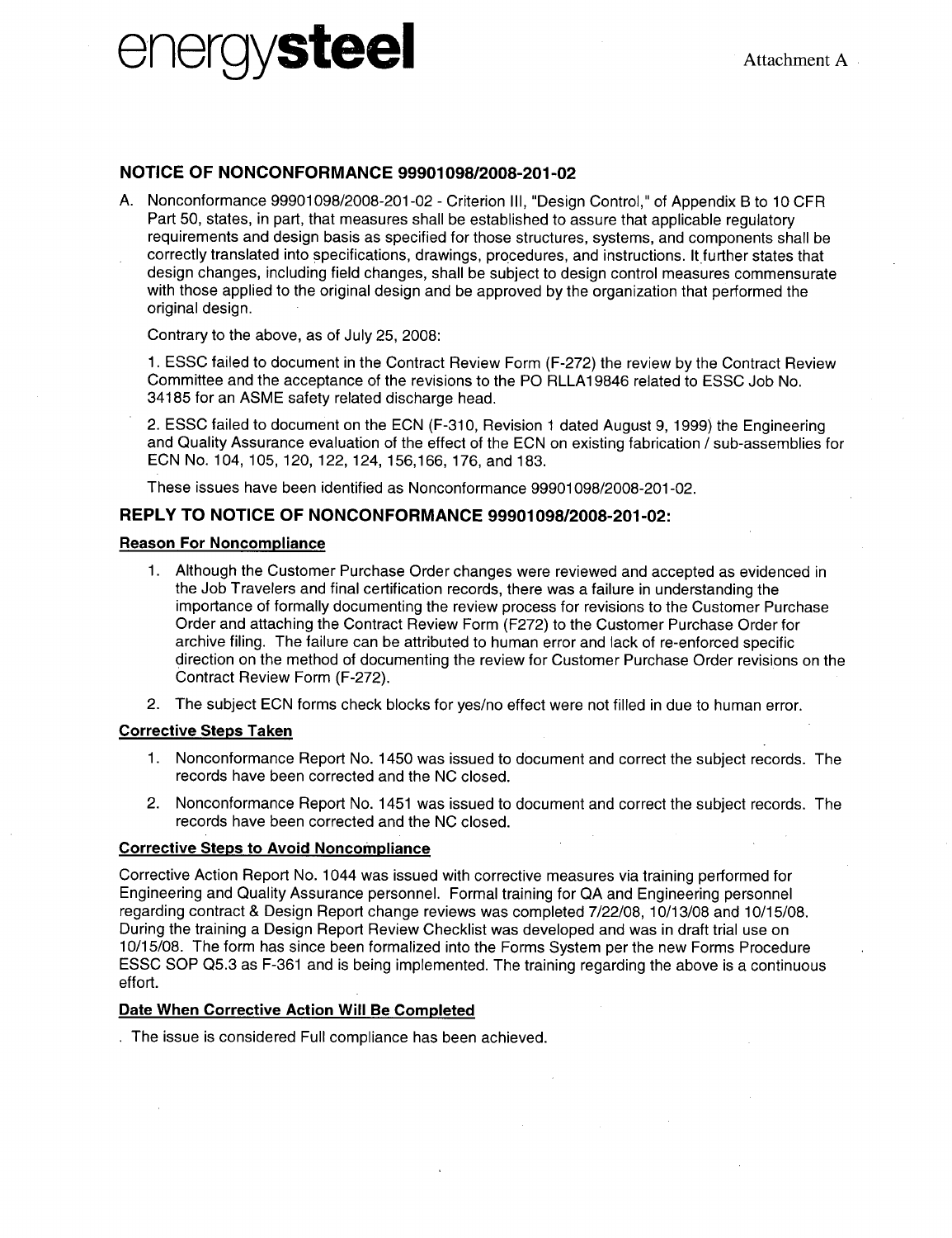energy**steel**

Attachment A

## NOTICE OF NONCONFORMANCE 99901098/2008-201-02

A. Nonconformance 99901098/2008-201-02 - Criterion III, "Design Control," of Appendix B to 10 CFR Part 50, states, in part, that measures shall be established to assure that applicable regulatory requirements and design basis as specified for those structures, systems, and components shall be correctly translated into specifications, drawings, procedures, and instructions. It further states that design changes, including field changes, shall be subject to design control measures commensurate with those applied to the original design and be approved by the organization that performed the original design.

Contrary to the above, as of July 25, 2008:

1. ESSC failed to document in the Contract Review Form (F-272) the review by the Contract Review Committee and the acceptance of the revisions to the PO RLLA19846 related to ESSC Job No. 34185 for an ASME safety related discharge head.

2. ESSC failed to document on the ECN (F-310, Revision 1 dated August 9, 1999) the Engineering and Quality Assurance evaluation of the effect of the ECN on existing fabrication / sub-assemblies for ECN No. 104, 105, 120, 122, 124, 156,166, 176, and 183.

These issues have been identified as Nonconformance 99901098/2008-201-02.

## REPLY TO NOTICE OF NONCONFORMANCE 99901098/2008-201-02:

**Reason For Noncompliance**

1. Although the Customer Purchase Order changes were reviewed and accepted as evidenced in the Job Travelers and final certification records, there was a failure in understanding the importance of formally documenting the review process for revisions to the Customer Purchase Order and attaching the Contract Review Form (F272) to the Customer Purchase Order for archive filing. The failure can be attributed to human error and lack of re-enforced specific direction on the method of documenting the review for Customer Purchase Order revisions on the Contract Review Form (F-272).
2. The subject ECN forms check blocks for yes/no effect were not filled in due to human error.

**Corrective Steps Taken**

1. Nonconformance Report No. 1450 was issued to document and correct the subject records. The records have been corrected and the NC closed.
2. Nonconformance Report No. 1451 was issued to document and correct the subject records. The records have been corrected and the NC closed.

**Corrective Steps to Avoid Noncompliance**

Corrective Action Report No. 1044 was issued with corrective measures via training performed for Engineering and Quality Assurance personnel. Formal training for QA and Engineering personnel regarding contract & Design Report change reviews was completed 7/22/08, 10/13/08 and 10/15/08. During the training a Design Report Review Checklist was developed and was in draft trial use on 10/15/08. The form has since been formalized into the Forms System per the new Forms Procedure ESSC SOP Q5.3 as F-361 and is being implemented. The training regarding the above is a continuous effort.

**Date When Corrective Action Will Be Completed**

The issue is considered Full compliance has been achieved.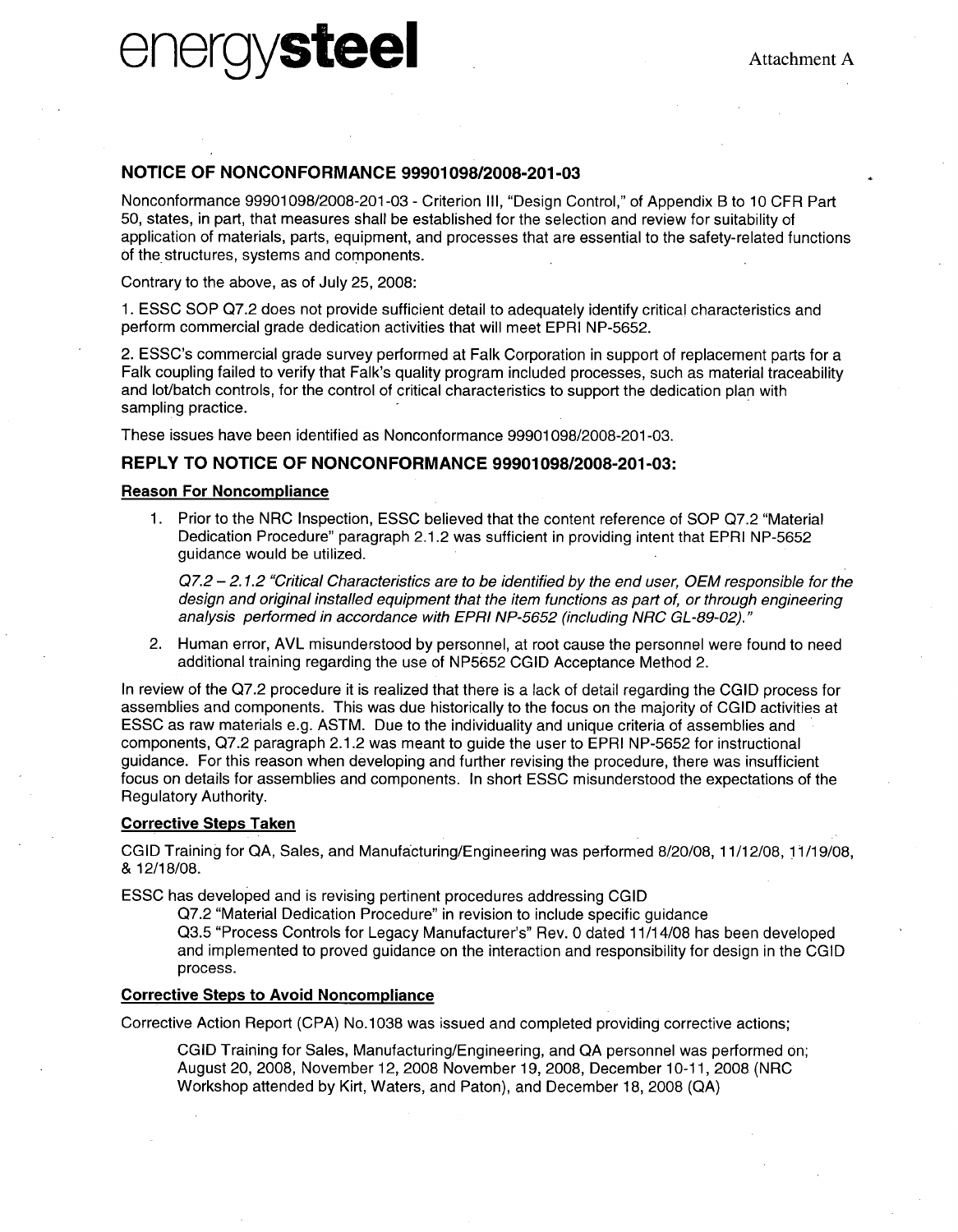# energysteel

Attachment A

## NOTICE OF NONCONFORMANCE 99901098/2008-201-03

Nonconformance 99901098/2008-201-03 - Criterion III, "Design Control," of Appendix B to 10 CFR Part 50, states, in part, that measures shall be established for the selection and review for suitability of application of materials, parts, equipment, and processes that are essential to the safety-related functions of the structures, systems and components.

Contrary to the above, as of July 25, 2008:

1. ESSC SOP Q7.2 does not provide sufficient detail to adequately identify critical characteristics and perform commercial grade dedication activities that will meet EPRI NP-5652.

2. ESSC's commercial grade survey performed at Falk Corporation in support of replacement parts for a Falk coupling failed to verify that Falk's quality program included processes, such as material traceability and lot/batch controls, for the control of critical characteristics to support the dedication plan with sampling practice.

These issues have been identified as Nonconformance 99901098/2008-201-03.

## REPLY TO NOTICE OF NONCONFORMANCE 99901098/2008-201-03:

### Reason For Noncompliance

1. Prior to the NRC Inspection, ESSC believed that the content reference of SOP Q7.2 "Material Dedication Procedure" paragraph 2.1.2 was sufficient in providing intent that EPRI NP-5652 guidance would be utilized.

   *Q7.2 – 2.1.2 "Critical Characteristics are to be identified by the end user, OEM responsible for the design and original installed equipment that the item functions as part of, or through engineering analysis performed in accordance with EPRI NP-5652 (including NRC GL-89-02)."*

2. Human error, AVL misunderstood by personnel, at root cause the personnel were found to need additional training regarding the use of NP5652 CGID Acceptance Method 2.

In review of the Q7.2 procedure it is realized that there is a lack of detail regarding the CGID process for assemblies and components. This was due historically to the focus on the majority of CGID activities at ESSC as raw materials e.g. ASTM. Due to the individuality and unique criteria of assemblies and components, Q7.2 paragraph 2.1.2 was meant to guide the user to EPRI NP-5652 for instructional guidance. For this reason when developing and further revising the procedure, there was insufficient focus on details for assemblies and components. In short ESSC misunderstood the expectations of the Regulatory Authority.

### Corrective Steps Taken

CGID Training for QA, Sales, and Manufacturing/Engineering was performed 8/20/08, 11/12/08, 11/19/08, & 12/18/08.

ESSC has developed and is revising pertinent procedures addressing CGID

> Q7.2 "Material Dedication Procedure" in revision to include specific guidance
>
> Q3.5 "Process Controls for Legacy Manufacturer's" Rev. 0 dated 11/14/08 has been developed and implemented to proved guidance on the interaction and responsibility for design in the CGID process.

### Corrective Steps to Avoid Noncompliance

Corrective Action Report (CPA) No.1038 was issued and completed providing corrective actions;

> CGID Training for Sales, Manufacturing/Engineering, and QA personnel was performed on; August 20, 2008, November 12, 2008 November 19, 2008, December 10-11, 2008 (NRC Workshop attended by Kirt, Waters, and Paton), and December 18, 2008 (QA)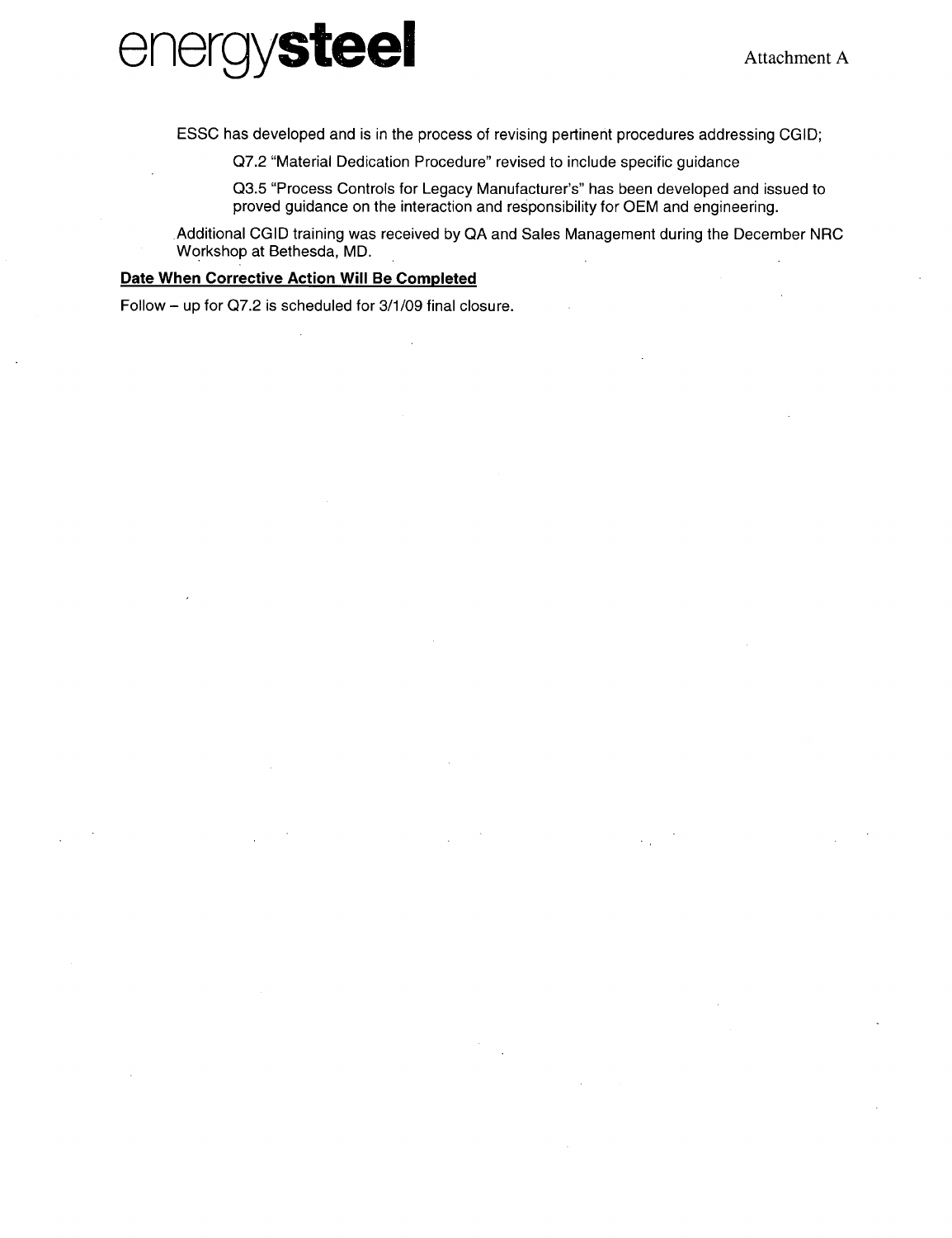ESSC has developed and is in the process of revising pertinent procedures addressing CGID;

Q7.2 "Material Dedication Procedure" revised to include specific guidance

Q3.5 "Process Controls for Legacy Manufacturer's" has been developed and issued to proved guidance on the interaction and responsibility for OEM and engineering.

Additional CGID training was received by QA and Sales Management during the December NRC Workshop at Bethesda, MD.

**Date When Corrective Action Will Be Completed**

Follow – up for Q7.2 is scheduled for 3/1/09 final closure.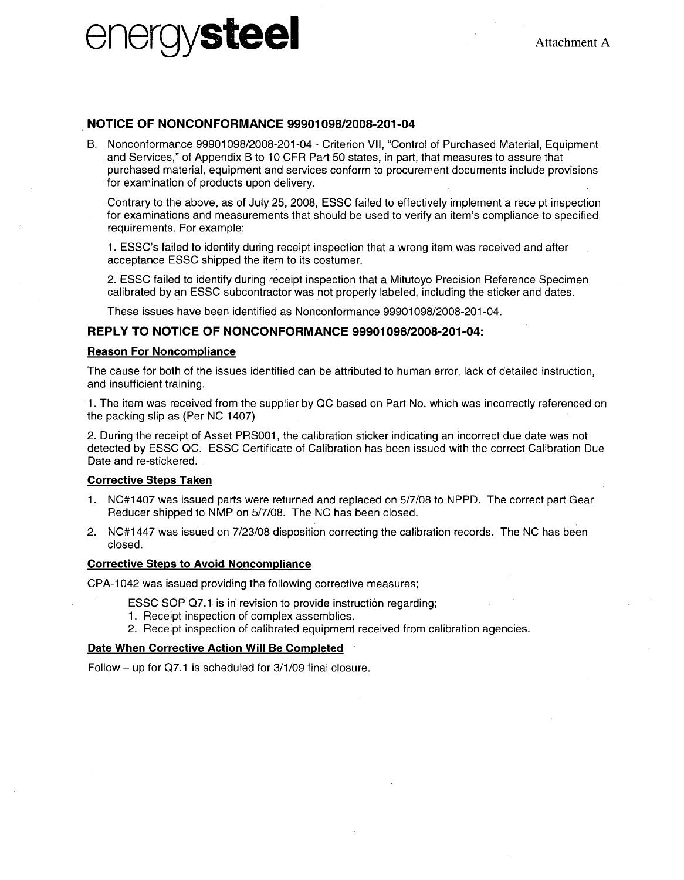energy**steel**

Attachment A

## NOTICE OF NONCONFORMANCE 99901098/2008-201-04

B. Nonconformance 99901098/2008-201-04 - Criterion VII, "Control of Purchased Material, Equipment and Services," of Appendix B to 10 CFR Part 50 states, in part, that measures to assure that purchased material, equipment and services conform to procurement documents include provisions for examination of products upon delivery.

Contrary to the above, as of July 25, 2008, ESSC failed to effectively implement a receipt inspection for examinations and measurements that should be used to verify an item's compliance to specified requirements. For example:

1. ESSC's failed to identify during receipt inspection that a wrong item was received and after acceptance ESSC shipped the item to its costumer.

2. ESSC failed to identify during receipt inspection that a Mitutoyo Precision Reference Specimen calibrated by an ESSC subcontractor was not properly labeled, including the sticker and dates.

These issues have been identified as Nonconformance 99901098/2008-201-04.

## REPLY TO NOTICE OF NONCONFORMANCE 99901098/2008-201-04:

### Reason For Noncompliance

The cause for both of the issues identified can be attributed to human error, lack of detailed instruction, and insufficient training.

1. The item was received from the supplier by QC based on Part No. which was incorrectly referenced on the packing slip as (Per NC 1407)

2. During the receipt of Asset PRS001, the calibration sticker indicating an incorrect due date was not detected by ESSC QC. ESSC Certificate of Calibration has been issued with the correct Calibration Due Date and re-stickered.

### Corrective Steps Taken

1. NC#1407 was issued parts were returned and replaced on 5/7/08 to NPPD. The correct part Gear Reducer shipped to NMP on 5/7/08. The NC has been closed.
2. NC#1447 was issued on 7/23/08 disposition correcting the calibration records. The NC has been closed.

### Corrective Steps to Avoid Noncompliance

CPA-1042 was issued providing the following corrective measures;

ESSC SOP Q7.1 is in revision to provide instruction regarding;

1. Receipt inspection of complex assemblies.
2. Receipt inspection of calibrated equipment received from calibration agencies.

### Date When Corrective Action Will Be Completed

Follow – up for Q7.1 is scheduled for 3/1/09 final closure.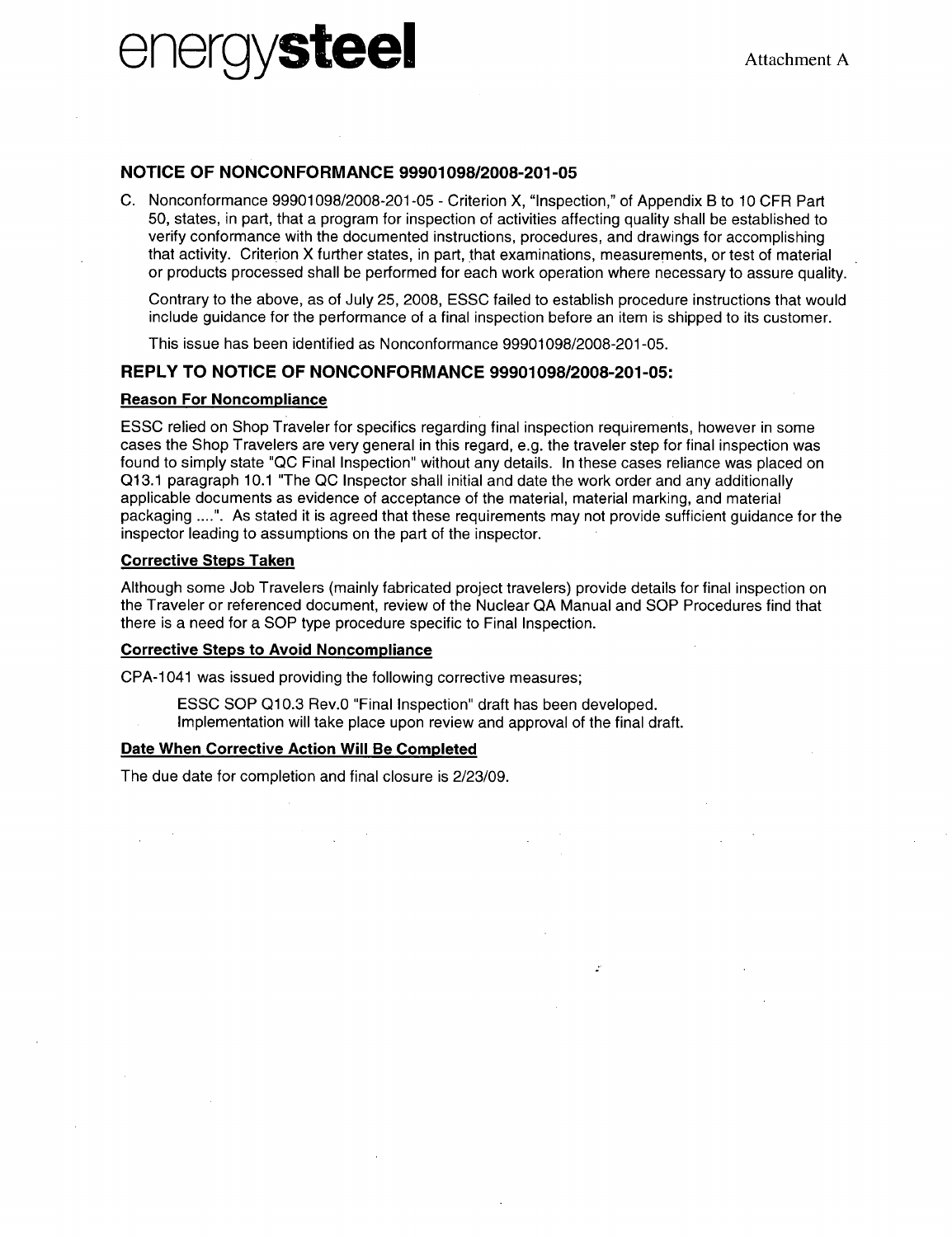energysteel

Attachment A

## NOTICE OF NONCONFORMANCE 99901098/2008-201-05

C. Nonconformance 99901098/2008-201-05 - Criterion X, "Inspection," of Appendix B to 10 CFR Part 50, states, in part, that a program for inspection of activities affecting quality shall be established to verify conformance with the documented instructions, procedures, and drawings for accomplishing that activity. Criterion X further states, in part, that examinations, measurements, or test of material or products processed shall be performed for each work operation where necessary to assure quality.

Contrary to the above, as of July 25, 2008, ESSC failed to establish procedure instructions that would include guidance for the performance of a final inspection before an item is shipped to its customer.

This issue has been identified as Nonconformance 99901098/2008-201-05.

## REPLY TO NOTICE OF NONCONFORMANCE 99901098/2008-201-05:

### Reason For Noncompliance

ESSC relied on Shop Traveler for specifics regarding final inspection requirements, however in some cases the Shop Travelers are very general in this regard, e.g. the traveler step for final inspection was found to simply state "QC Final Inspection" without any details. In these cases reliance was placed on Q13.1 paragraph 10.1 "The QC Inspector shall initial and date the work order and any additionally applicable documents as evidence of acceptance of the material, material marking, and material packaging ....". As stated it is agreed that these requirements may not provide sufficient guidance for the inspector leading to assumptions on the part of the inspector.

### Corrective Steps Taken

Although some Job Travelers (mainly fabricated project travelers) provide details for final inspection on the Traveler or referenced document, review of the Nuclear QA Manual and SOP Procedures find that there is a need for a SOP type procedure specific to Final Inspection.

### Corrective Steps to Avoid Noncompliance

CPA-1041 was issued providing the following corrective measures;

> ESSC SOP Q10.3 Rev.0 "Final Inspection" draft has been developed.
> Implementation will take place upon review and approval of the final draft.

### Date When Corrective Action Will Be Completed

The due date for completion and final closure is 2/23/09.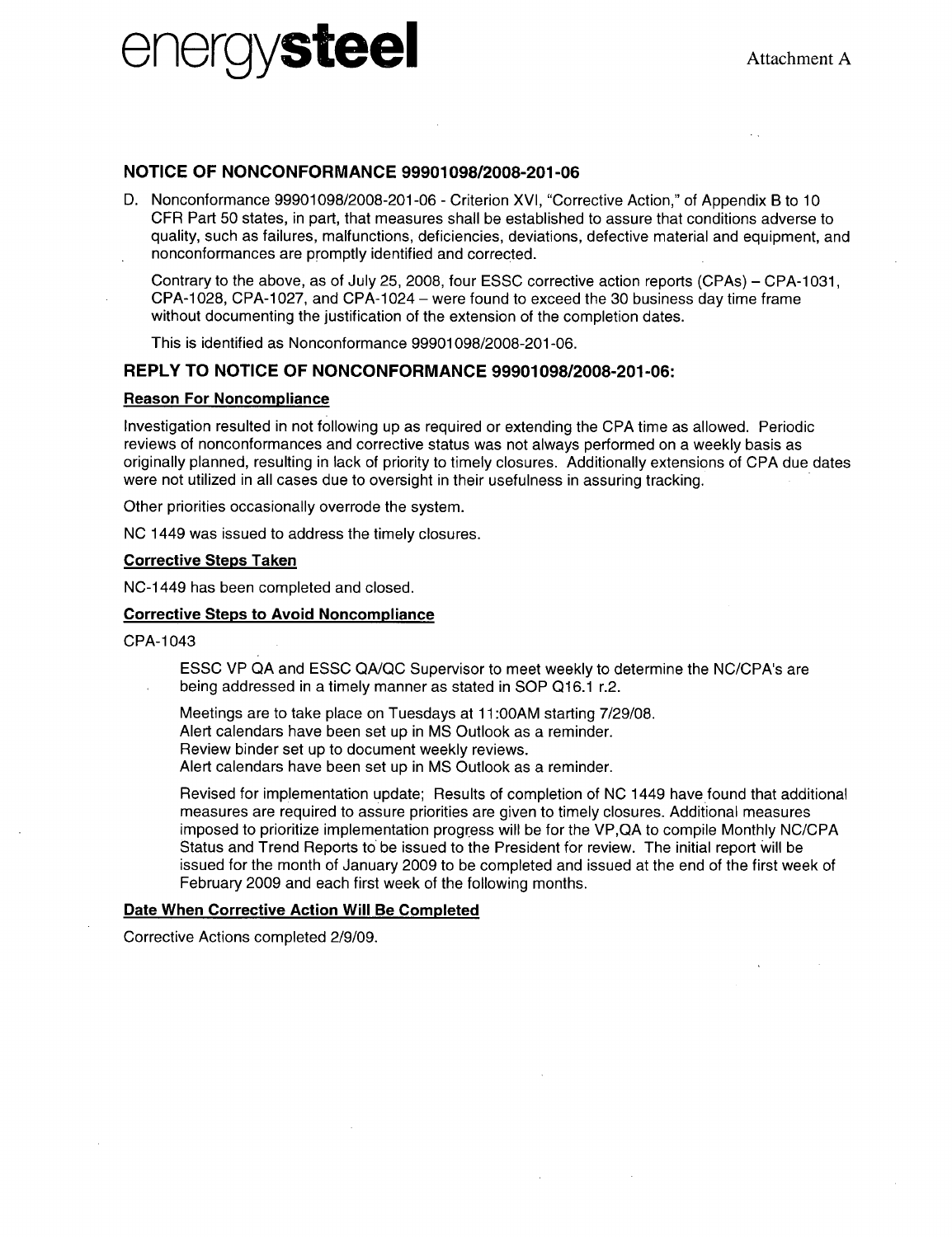energy**steel**

Attachment A

## NOTICE OF NONCONFORMANCE 99901098/2008-201-06

D. Nonconformance 99901098/2008-201-06 - Criterion XVI, "Corrective Action," of Appendix B to 10 CFR Part 50 states, in part, that measures shall be established to assure that conditions adverse to quality, such as failures, malfunctions, deficiencies, deviations, defective material and equipment, and nonconformances are promptly identified and corrected.

Contrary to the above, as of July 25, 2008, four ESSC corrective action reports (CPAs) – CPA-1031, CPA-1028, CPA-1027, and CPA-1024 – were found to exceed the 30 business day time frame without documenting the justification of the extension of the completion dates.

This is identified as Nonconformance 99901098/2008-201-06.

## REPLY TO NOTICE OF NONCONFORMANCE 99901098/2008-201-06:

**Reason For Noncompliance**

Investigation resulted in not following up as required or extending the CPA time as allowed. Periodic reviews of nonconformances and corrective status was not always performed on a weekly basis as originally planned, resulting in lack of priority to timely closures. Additionally extensions of CPA due dates were not utilized in all cases due to oversight in their usefulness in assuring tracking.

Other priorities occasionally overrode the system.

NC 1449 was issued to address the timely closures.

**Corrective Steps Taken**

NC-1449 has been completed and closed.

**Corrective Steps to Avoid Noncompliance**

CPA-1043

ESSC VP QA and ESSC QA/QC Supervisor to meet weekly to determine the NC/CPA's are being addressed in a timely manner as stated in SOP Q16.1 r.2.

Meetings are to take place on Tuesdays at 11:00AM starting 7/29/08.
Alert calendars have been set up in MS Outlook as a reminder.
Review binder set up to document weekly reviews.
Alert calendars have been set up in MS Outlook as a reminder.

Revised for implementation update; Results of completion of NC 1449 have found that additional measures are required to assure priorities are given to timely closures. Additional measures imposed to prioritize implementation progress will be for the VP,QA to compile Monthly NC/CPA Status and Trend Reports to be issued to the President for review. The initial report will be issued for the month of January 2009 to be completed and issued at the end of the first week of February 2009 and each first week of the following months.

**Date When Corrective Action Will Be Completed**

Corrective Actions completed 2/9/09.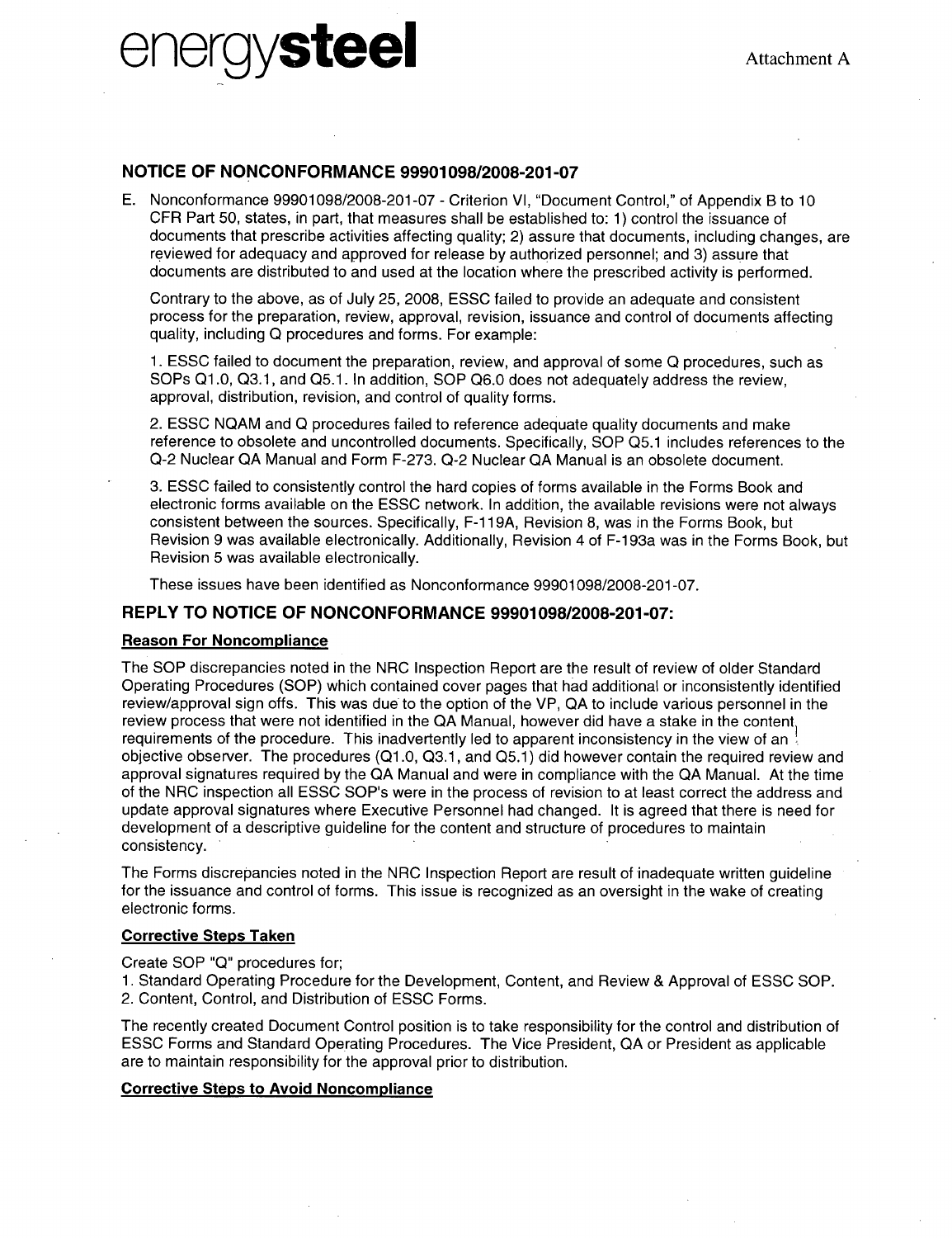energy**steel**

Attachment A

## NOTICE OF NONCONFORMANCE 99901098/2008-201-07

E. Nonconformance 99901098/2008-201-07 - Criterion VI, "Document Control," of Appendix B to 10 CFR Part 50, states, in part, that measures shall be established to: 1) control the issuance of documents that prescribe activities affecting quality; 2) assure that documents, including changes, are reviewed for adequacy and approved for release by authorized personnel; and 3) assure that documents are distributed to and used at the location where the prescribed activity is performed.

Contrary to the above, as of July 25, 2008, ESSC failed to provide an adequate and consistent process for the preparation, review, approval, revision, issuance and control of documents affecting quality, including Q procedures and forms. For example:

1. ESSC failed to document the preparation, review, and approval of some Q procedures, such as SOPs Q1.0, Q3.1, and Q5.1. In addition, SOP Q6.0 does not adequately address the review, approval, distribution, revision, and control of quality forms.

2. ESSC NQAM and Q procedures failed to reference adequate quality documents and make reference to obsolete and uncontrolled documents. Specifically, SOP Q5.1 includes references to the Q-2 Nuclear QA Manual and Form F-273. Q-2 Nuclear QA Manual is an obsolete document.

3. ESSC failed to consistently control the hard copies of forms available in the Forms Book and electronic forms available on the ESSC network. In addition, the available revisions were not always consistent between the sources. Specifically, F-119A, Revision 8, was in the Forms Book, but Revision 9 was available electronically. Additionally, Revision 4 of F-193a was in the Forms Book, but Revision 5 was available electronically.

These issues have been identified as Nonconformance 99901098/2008-201-07.

## REPLY TO NOTICE OF NONCONFORMANCE 99901098/2008-201-07:

### Reason For Noncompliance

The SOP discrepancies noted in the NRC Inspection Report are the result of review of older Standard Operating Procedures (SOP) which contained cover pages that had additional or inconsistently identified review/approval sign offs. This was due to the option of the VP, QA to include various personnel in the review process that were not identified in the QA Manual, however did have a stake in the content requirements of the procedure. This inadvertently led to apparent inconsistency in the view of an objective observer. The procedures (Q1.0, Q3.1, and Q5.1) did however contain the required review and approval signatures required by the QA Manual and were in compliance with the QA Manual. At the time of the NRC inspection all ESSC SOP's were in the process of revision to at least correct the address and update approval signatures where Executive Personnel had changed. It is agreed that there is need for development of a descriptive guideline for the content and structure of procedures to maintain consistency.

The Forms discrepancies noted in the NRC Inspection Report are result of inadequate written guideline for the issuance and control of forms. This issue is recognized as an oversight in the wake of creating electronic forms.

### Corrective Steps Taken

Create SOP "Q" procedures for;

1. Standard Operating Procedure for the Development, Content, and Review & Approval of ESSC SOP.
2. Content, Control, and Distribution of ESSC Forms.

The recently created Document Control position is to take responsibility for the control and distribution of ESSC Forms and Standard Operating Procedures. The Vice President, QA or President as applicable are to maintain responsibility for the approval prior to distribution.

### Corrective Steps to Avoid Noncompliance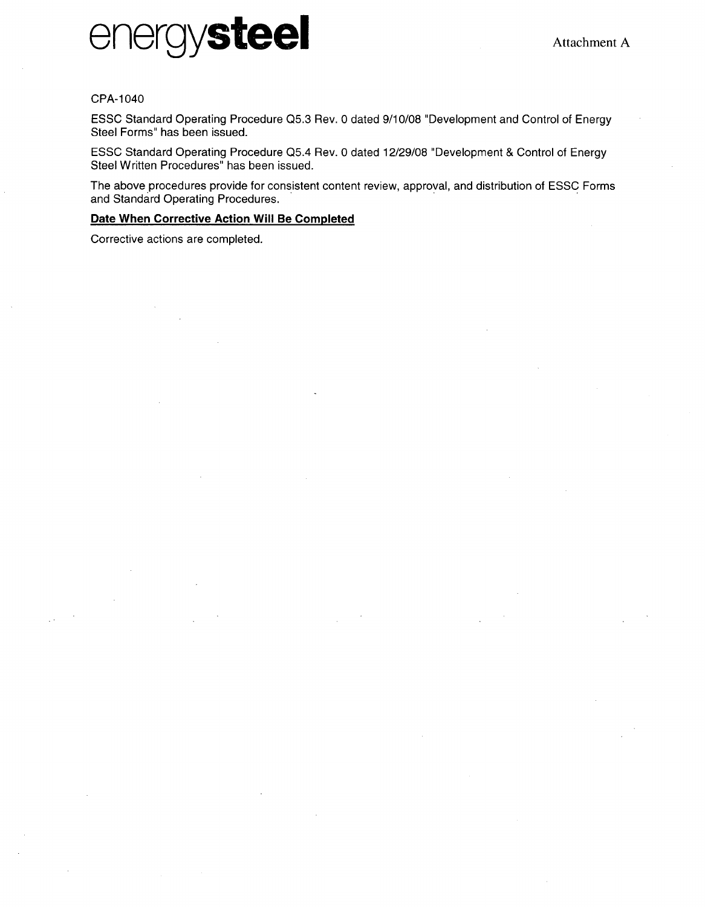energy**steel**

Attachment A

CPA-1040

ESSC Standard Operating Procedure Q5.3 Rev. 0 dated 9/10/08 "Development and Control of Energy Steel Forms" has been issued.

ESSC Standard Operating Procedure Q5.4 Rev. 0 dated 12/29/08 "Development & Control of Energy Steel Written Procedures" has been issued.

The above procedures provide for consistent content review, approval, and distribution of ESSC Forms and Standard Operating Procedures.

**Date When Corrective Action Will Be Completed**

Corrective actions are completed.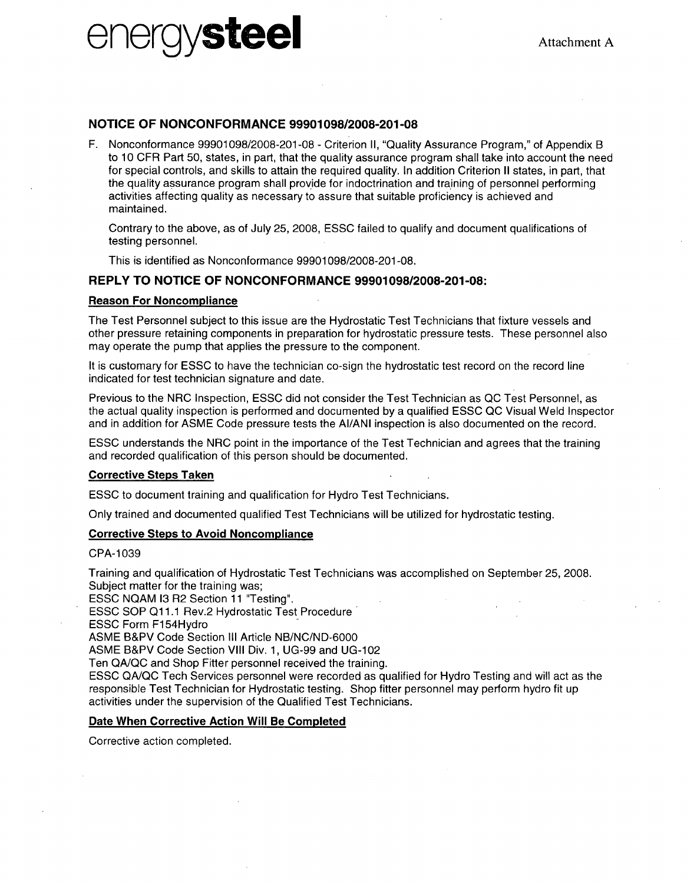energy**steel**

Attachment A

## NOTICE OF NONCONFORMANCE 99901098/2008-201-08

F. Nonconformance 99901098/2008-201-08 - Criterion II, "Quality Assurance Program," of Appendix B to 10 CFR Part 50, states, in part, that the quality assurance program shall take into account the need for special controls, and skills to attain the required quality. In addition Criterion II states, in part, that the quality assurance program shall provide for indoctrination and training of personnel performing activities affecting quality as necessary to assure that suitable proficiency is achieved and maintained.

Contrary to the above, as of July 25, 2008, ESSC failed to qualify and document qualifications of testing personnel.

This is identified as Nonconformance 99901098/2008-201-08.

## REPLY TO NOTICE OF NONCONFORMANCE 99901098/2008-201-08:

**Reason For Noncompliance**

The Test Personnel subject to this issue are the Hydrostatic Test Technicians that fixture vessels and other pressure retaining components in preparation for hydrostatic pressure tests. These personnel also may operate the pump that applies the pressure to the component.

It is customary for ESSC to have the technician co-sign the hydrostatic test record on the record line indicated for test technician signature and date.

Previous to the NRC Inspection, ESSC did not consider the Test Technician as QC Test Personnel, as the actual quality inspection is performed and documented by a qualified ESSC QC Visual Weld Inspector and in addition for ASME Code pressure tests the AI/ANI inspection is also documented on the record.

ESSC understands the NRC point in the importance of the Test Technician and agrees that the training and recorded qualification of this person should be documented.

**Corrective Steps Taken**

ESSC to document training and qualification for Hydro Test Technicians.

Only trained and documented qualified Test Technicians will be utilized for hydrostatic testing.

**Corrective Steps to Avoid Noncompliance**

CPA-1039

Training and qualification of Hydrostatic Test Technicians was accomplished on September 25, 2008.
Subject matter for the training was;
ESSC NQAM I3 R2 Section 11 "Testing".
ESSC SOP Q11.1 Rev.2 Hydrostatic Test Procedure
ESSC Form F154Hydro
ASME B&PV Code Section III Article NB/NC/ND-6000
ASME B&PV Code Section VIII Div. 1, UG-99 and UG-102
Ten QA/QC and Shop Fitter personnel received the training.
ESSC QA/QC Tech Services personnel were recorded as qualified for Hydro Testing and will act as the responsible Test Technician for Hydrostatic testing. Shop fitter personnel may perform hydro fit up activities under the supervision of the Qualified Test Technicians.

**Date When Corrective Action Will Be Completed**

Corrective action completed.